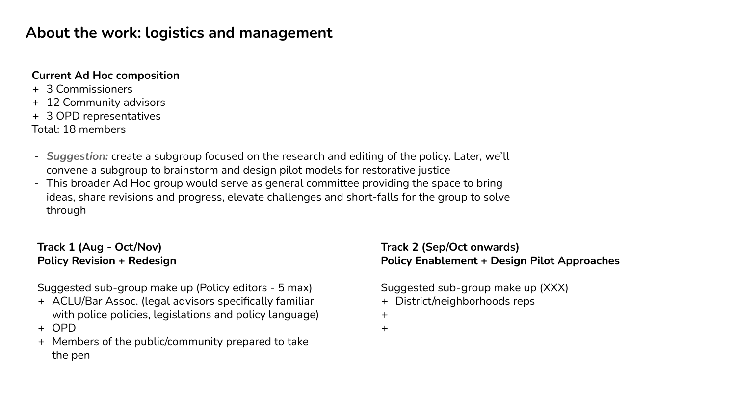# About the work: logistics and management

**Current Ad Hoc composition**

- 3 Commissioners
- 12 Community advisors
- 3 OPD representatives

Total: 18 members

- ***Suggestion:*** create a subgroup focused on the research and editing of the policy. Later, we'll convene a subgroup to brainstorm and design pilot models for restorative justice
- This broader Ad Hoc group would serve as general committee providing the space to bring ideas, share revisions and progress, elevate challenges and short-falls for the group to solve through

**Track 1 (Aug - Oct/Nov)**
**Policy Revision + Redesign**

Suggested sub-group make up (Policy editors - 5 max)

- ACLU/Bar Assoc. (legal advisors specifically familiar with police policies, legislations and policy language)
- OPD
- Members of the public/community prepared to take the pen

**Track 2 (Sep/Oct onwards)**
**Policy Enablement + Design Pilot Approaches**

Suggested sub-group make up (XXX)

- District/neighborhoods reps
-
-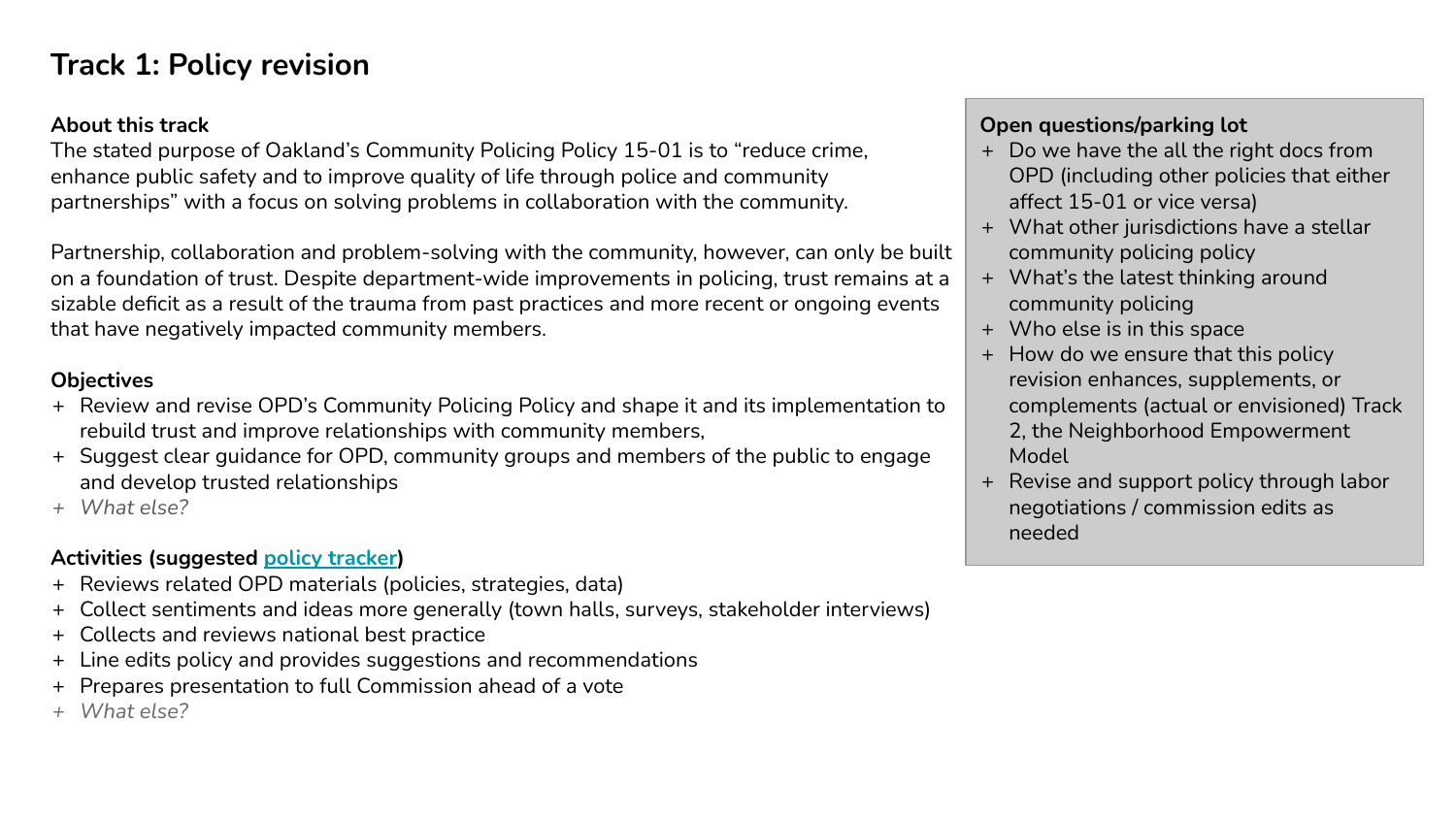# Track 1: Policy revision

**About this track**

The stated purpose of Oakland's Community Policing Policy 15-01 is to "reduce crime, enhance public safety and to improve quality of life through police and community partnerships" with a focus on solving problems in collaboration with the community.

Partnership, collaboration and problem-solving with the community, however, can only be built on a foundation of trust. Despite department-wide improvements in policing, trust remains at a sizable deficit as a result of the trauma from past practices and more recent or ongoing events that have negatively impacted community members.

**Objectives**

+ Review and revise OPD's Community Policing Policy and shape it and its implementation to rebuild trust and improve relationships with community members,
+ Suggest clear guidance for OPD, community groups and members of the public to engage and develop trusted relationships
+ *What else?*

**Activities (suggested policy tracker)**

+ Reviews related OPD materials (policies, strategies, data)
+ Collect sentiments and ideas more generally (town halls, surveys, stakeholder interviews)
+ Collects and reviews national best practice
+ Line edits policy and provides suggestions and recommendations
+ Prepares presentation to full Commission ahead of a vote
+ *What else?*

**Open questions/parking lot**

+ Do we have the all the right docs from OPD (including other policies that either affect 15-01 or vice versa)
+ What other jurisdictions have a stellar community policing policy
+ What's the latest thinking around community policing
+ Who else is in this space
+ How do we ensure that this policy revision enhances, supplements, or complements (actual or envisioned) Track 2, the Neighborhood Empowerment Model
+ Revise and support policy through labor negotiations / commission edits as needed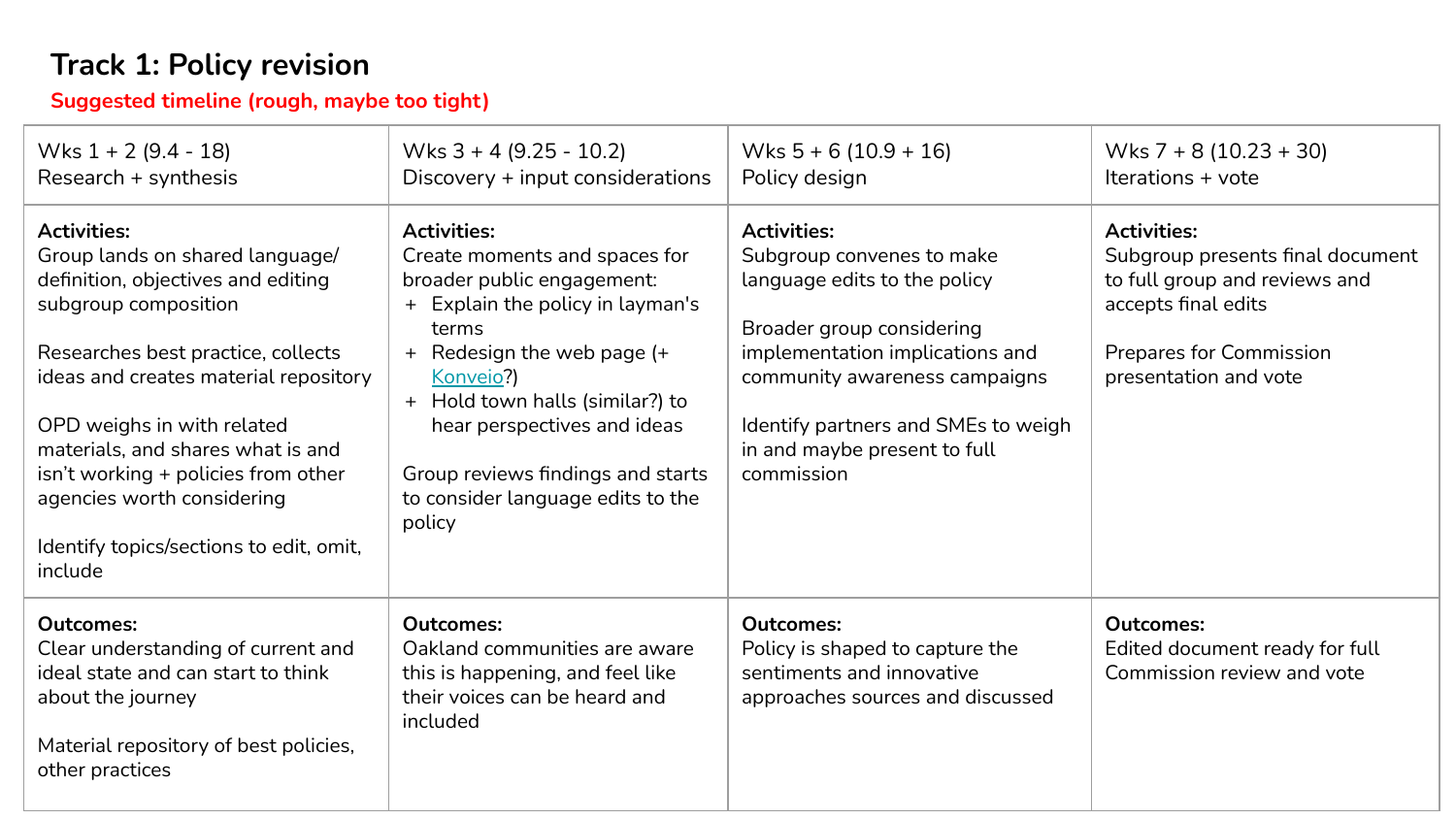# Track 1: Policy revision

**Suggested timeline (rough, maybe too tight)**

| Wks 1 + 2 (9.4 - 18)<br>Research + synthesis | Wks 3 + 4 (9.25 - 10.2)<br>Discovery + input considerations | Wks 5 + 6 (10.9 + 16)<br>Policy design | Wks 7 + 8 (10.23 + 30)<br>Iterations + vote |
|---|---|---|---|
| **Activities:**<br>Group lands on shared language/ definition, objectives and editing subgroup composition<br><br>Researches best practice, collects ideas and creates material repository<br><br>OPD weighs in with related materials, and shares what is and isn't working + policies from other agencies worth considering<br><br>Identify topics/sections to edit, omit, include | **Activities:**<br>Create moments and spaces for broader public engagement:<br>+ Explain the policy in layman's terms<br>+ Redesign the web page (+ Konveio?)<br>+ Hold town halls (similar?) to hear perspectives and ideas<br><br>Group reviews findings and starts to consider language edits to the policy | **Activities:**<br>Subgroup convenes to make language edits to the policy<br><br>Broader group considering implementation implications and community awareness campaigns<br><br>Identify partners and SMEs to weigh in and maybe present to full commission | **Activities:**<br>Subgroup presents final document to full group and reviews and accepts final edits<br><br>Prepares for Commission presentation and vote |
| **Outcomes:**<br>Clear understanding of current and ideal state and can start to think about the journey<br><br>Material repository of best policies, other practices | **Outcomes:**<br>Oakland communities are aware this is happening, and feel like their voices can be heard and included | **Outcomes:**<br>Policy is shaped to capture the sentiments and innovative approaches sources and discussed | **Outcomes:**<br>Edited document ready for full Commission review and vote |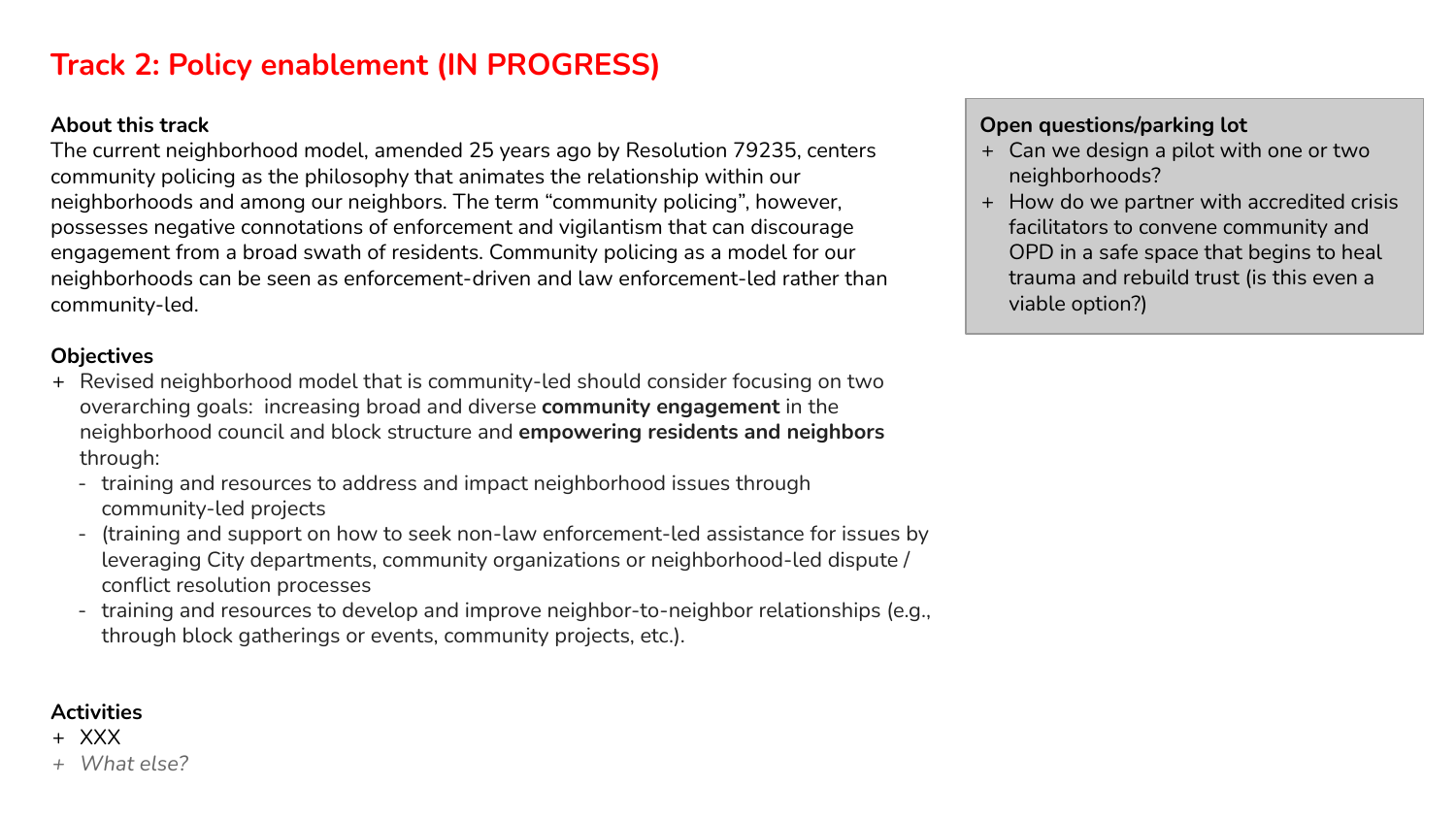# Track 2: Policy enablement (IN PROGRESS)

**About this track**

The current neighborhood model, amended 25 years ago by Resolution 79235, centers community policing as the philosophy that animates the relationship within our neighborhoods and among our neighbors. The term "community policing", however, possesses negative connotations of enforcement and vigilantism that can discourage engagement from a broad swath of residents. Community policing as a model for our neighborhoods can be seen as enforcement-driven and law enforcement-led rather than community-led.

**Objectives**

- Revised neighborhood model that is community-led should consider focusing on two overarching goals: increasing broad and diverse **community engagement** in the neighborhood council and block structure and **empowering residents and neighbors** through:
  - training and resources to address and impact neighborhood issues through community-led projects
  - (training and support on how to seek non-law enforcement-led assistance for issues by leveraging City departments, community organizations or neighborhood-led dispute / conflict resolution processes
  - training and resources to develop and improve neighbor-to-neighbor relationships (e.g., through block gatherings or events, community projects, etc.).

**Activities**

- XXX
- *What else?*

**Open questions/parking lot**

- Can we design a pilot with one or two neighborhoods?
- How do we partner with accredited crisis facilitators to convene community and OPD in a safe space that begins to heal trauma and rebuild trust (is this even a viable option?)